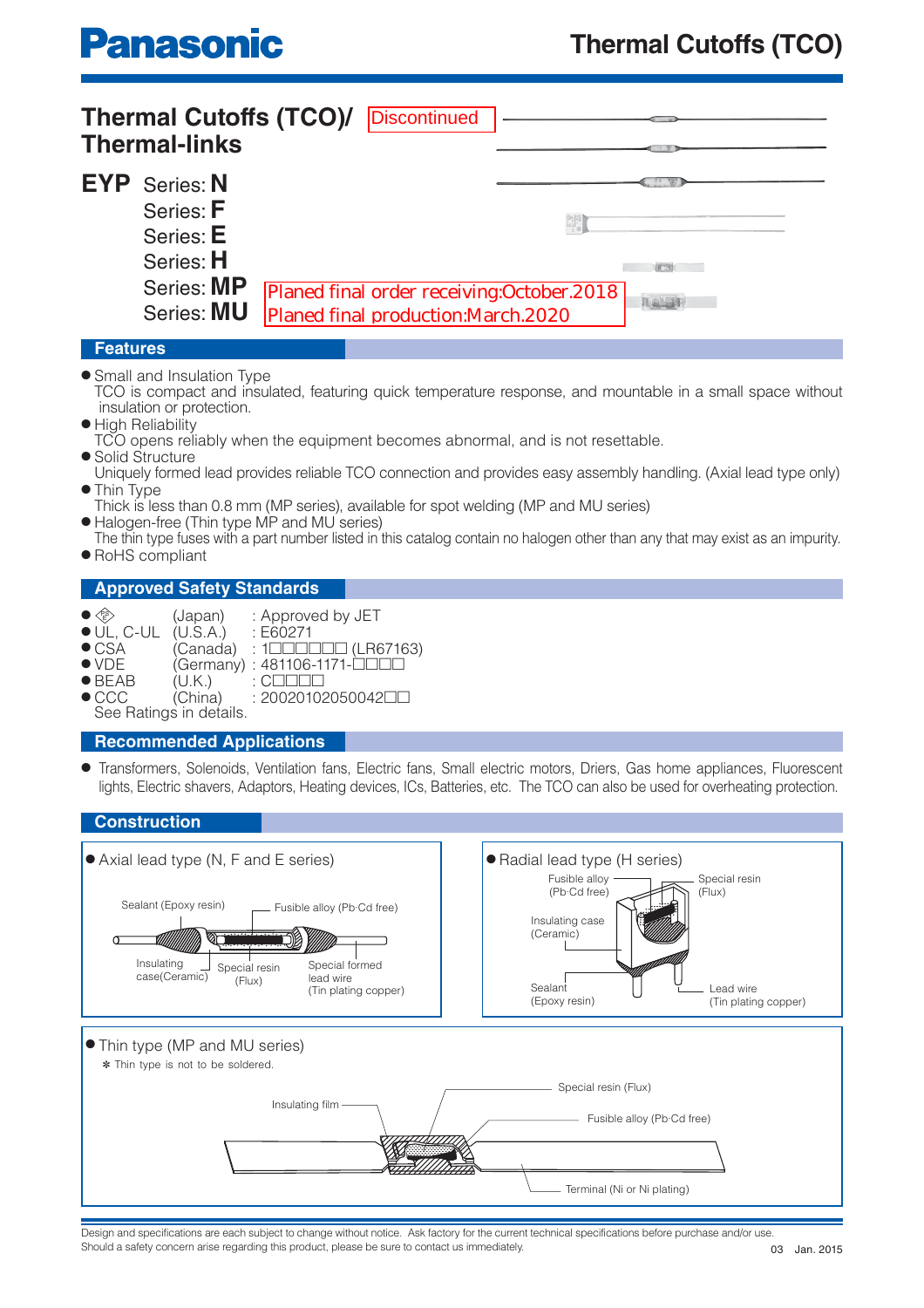# Thermal Cutoffs (TCO)/ Thermal-links

Discontinued

## EYP
Series: **N**
Series: **F**
Series: **E**
Series: **H**
Series: **MP**
Series: **MU**

Planed final order receiving:October.2018
Planed final production:March.2020

## Features

- Small and Insulation Type
  TCO is compact and insulated, featuring quick temperature response, and mountable in a small space without insulation or protection.
- High Reliability
  TCO opens reliably when the equipment becomes abnormal, and is not resettable.
- Solid Structure
  Uniquely formed lead provides reliable TCO connection and provides easy assembly handling. (Axial lead type only)
- Thin Type
  Thick is less than 0.8 mm (MP series), available for spot welding (MP and MU series)
- Halogen-free (Thin type MP and MU series)
  The thin type fuses with a part number listed in this catalog contain no halogen other than any that may exist as an impurity.
- RoHS compliant

## Approved Safety Standards

- PSE (Japan) : Approved by JET
- UL, C-UL (U.S.A.) : E60271
- CSA (Canada) : 1□□□□□□ (LR67163)
- VDE (Germany) : 481106-1171-□□□□
- BEAB (U.K.) : C□□□□
- CCC (China) : 20020102050042□□

See Ratings in details.

## Recommended Applications

- Transformers, Solenoids, Ventilation fans, Electric fans, Small electric motors, Driers, Gas home appliances, Fluorescent lights, Electric shavers, Adaptors, Heating devices, ICs, Batteries, etc. The TCO can also be used for overheating protection.

## Construction

- Axial lead type (N, F and E series)
  Sealant (Epoxy resin), Fusible alloy (Pb·Cd free), Insulating case(Ceramic), Special resin (Flux), Special formed lead wire (Tin plating copper)

- Radial lead type (H series)
  Fusible alloy (Pb·Cd free), Special resin (Flux), Insulating case (Ceramic), Sealant (Epoxy resin), Lead wire (Tin plating copper)

- Thin type (MP and MU series)
  * Thin type is not to be soldered.
  Insulating film, Special resin (Flux), Fusible alloy (Pb·Cd free), Terminal (Ni or Ni plating)

Design and specifications are each subject to change without notice. Ask factory for the current technical specifications before purchase and/or use.
Should a safety concern arise regarding this product, please be sure to contact us immediately.

Jan. 2015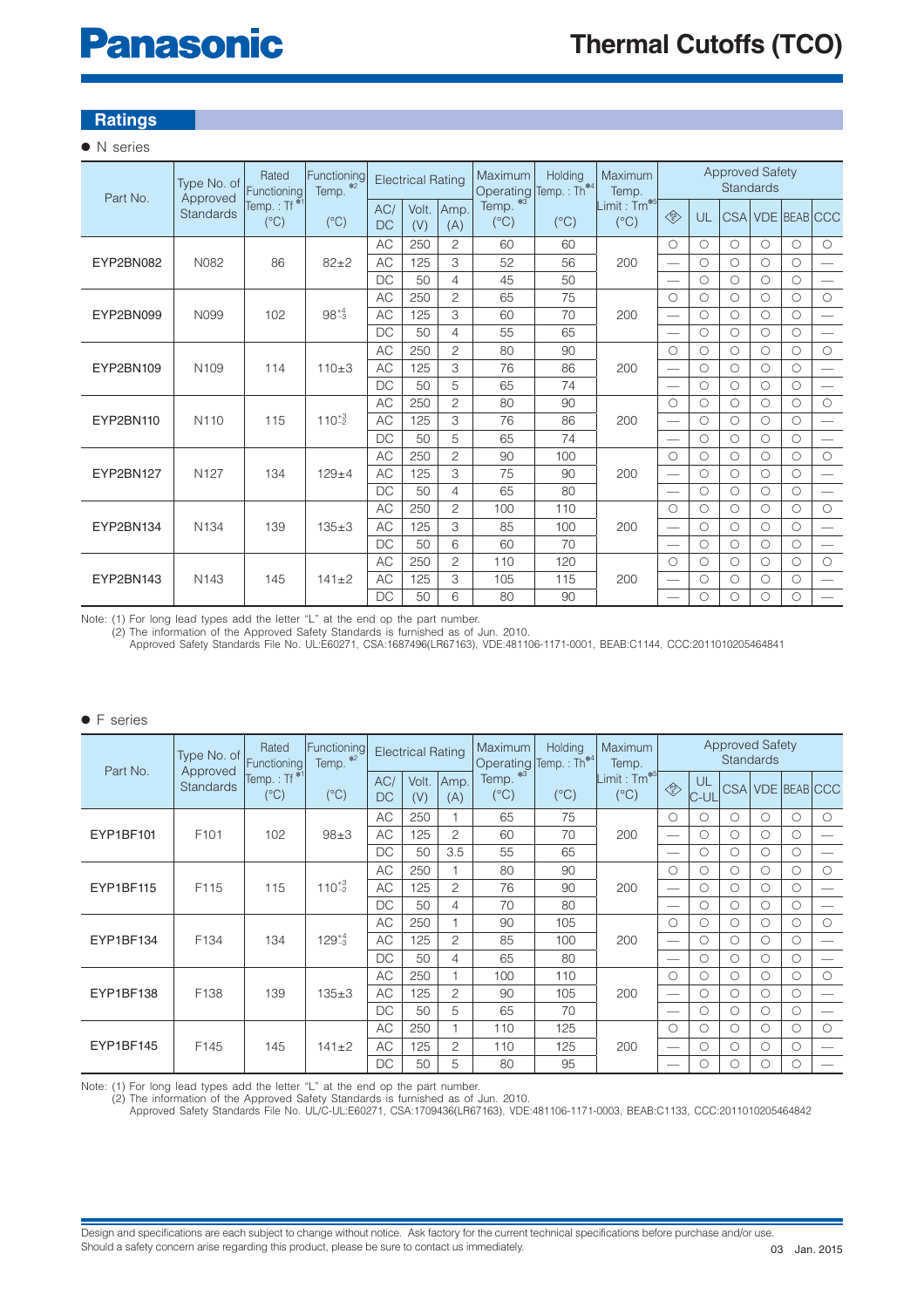## Ratings

● N series

| Part No. | Type No. of Approved Standards | Rated Functioning Temp. : Tf *1 (°C) | Functioning Temp. *2 (°C) | Electrical Rating | | | Maximum Operating Temp. *3 (°C) | Holding Temp. : Th *4 (°C) | Maximum Temp. Limit : Tm *5 (°C) | Approved Safety Standards | | | | | |
|---|---|---|---|---|---|---|---|---|---|---|---|---|---|---|---|
| | | | | AC/DC | Volt. (V) | Amp. (A) | | | | ⟨PSE⟩ | UL | CSA | VDE | BEAB | CCC |
| EYP2BN082 | N082 | 86 | 82±2 | AC | 250 | 2 | 60 | 60 | 200 | ○ | ○ | ○ | ○ | ○ | ○ |
| | | | | AC | 125 | 3 | 52 | 56 | | — | ○ | ○ | ○ | ○ | — |
| | | | | DC | 50 | 4 | 45 | 50 | | — | ○ | ○ | ○ | ○ | — |
| EYP2BN099 | N099 | 102 | $98^{+4}_{-3}$ | AC | 250 | 2 | 65 | 75 | 200 | ○ | ○ | ○ | ○ | ○ | ○ |
| | | | | AC | 125 | 3 | 60 | 70 | | — | ○ | ○ | ○ | ○ | — |
| | | | | DC | 50 | 4 | 55 | 65 | | — | ○ | ○ | ○ | ○ | — |
| EYP2BN109 | N109 | 114 | 110±3 | AC | 250 | 2 | 80 | 90 | 200 | ○ | ○ | ○ | ○ | ○ | ○ |
| | | | | AC | 125 | 3 | 76 | 86 | | — | ○ | ○ | ○ | ○ | — |
| | | | | DC | 50 | 5 | 65 | 74 | | — | ○ | ○ | ○ | ○ | — |
| EYP2BN110 | N110 | 115 | $110^{+3}_{-2}$ | AC | 250 | 2 | 80 | 90 | 200 | ○ | ○ | ○ | ○ | ○ | ○ |
| | | | | AC | 125 | 3 | 76 | 86 | | — | ○ | ○ | ○ | ○ | — |
| | | | | DC | 50 | 5 | 65 | 74 | | — | ○ | ○ | ○ | ○ | — |
| EYP2BN127 | N127 | 134 | 129±4 | AC | 250 | 2 | 90 | 100 | 200 | ○ | ○ | ○ | ○ | ○ | ○ |
| | | | | AC | 125 | 3 | 75 | 90 | | — | ○ | ○ | ○ | ○ | — |
| | | | | DC | 50 | 4 | 65 | 80 | | — | ○ | ○ | ○ | ○ | — |
| EYP2BN134 | N134 | 139 | 135±3 | AC | 250 | 2 | 100 | 110 | 200 | ○ | ○ | ○ | ○ | ○ | ○ |
| | | | | AC | 125 | 3 | 85 | 100 | | — | ○ | ○ | ○ | ○ | — |
| | | | | DC | 50 | 6 | 60 | 70 | | — | ○ | ○ | ○ | ○ | — |
| EYP2BN143 | N143 | 145 | 141±2 | AC | 250 | 2 | 110 | 120 | 200 | ○ | ○ | ○ | ○ | ○ | ○ |
| | | | | AC | 125 | 3 | 105 | 115 | | — | ○ | ○ | ○ | ○ | — |
| | | | | DC | 50 | 6 | 80 | 90 | | — | ○ | ○ | ○ | ○ | — |

Note: (1) For long lead types add the letter "L" at the end op the part number.
(2) The information of the Approved Safety Standards is furnished as of Jun. 2010.
Approved Safety Standards File No. UL:E60271, CSA:1687496(LR67163), VDE:481106-1171-0001, BEAB:C1144, CCC:2011010205464841

● F series

| Part No. | Type No. of Approved Standards | Rated Functioning Temp. : Tf *1 (°C) | Functioning Temp. *2 (°C) | Electrical Rating | | | Maximum Operating Temp. *3 (°C) | Holding Temp. : Th *4 (°C) | Maximum Temp. Limit : Tm *5 (°C) | Approved Safety Standards | | | | | |
|---|---|---|---|---|---|---|---|---|---|---|---|---|---|---|---|
| | | | | AC/DC | Volt. (V) | Amp. (A) | | | | ⟨PSE⟩ | UL C-UL | CSA | VDE | BEAB | CCC |
| EYP1BF101 | F101 | 102 | 98±3 | AC | 250 | 1 | 65 | 75 | 200 | ○ | ○ | ○ | ○ | ○ | ○ |
| | | | | AC | 125 | 2 | 60 | 70 | | — | ○ | ○ | ○ | ○ | — |
| | | | | DC | 50 | 3.5 | 55 | 65 | | — | ○ | ○ | ○ | ○ | — |
| EYP1BF115 | F115 | 115 | $110^{+3}_{-2}$ | AC | 250 | 1 | 80 | 90 | 200 | ○ | ○ | ○ | ○ | ○ | ○ |
| | | | | AC | 125 | 2 | 76 | 90 | | — | ○ | ○ | ○ | ○ | — |
| | | | | DC | 50 | 4 | 70 | 80 | | — | ○ | ○ | ○ | ○ | — |
| EYP1BF134 | F134 | 134 | $129^{+4}_{-3}$ | AC | 250 | 1 | 90 | 105 | 200 | ○ | ○ | ○ | ○ | ○ | ○ |
| | | | | AC | 125 | 2 | 85 | 100 | | — | ○ | ○ | ○ | ○ | — |
| | | | | DC | 50 | 4 | 65 | 80 | | — | ○ | ○ | ○ | ○ | — |
| EYP1BF138 | F138 | 139 | 135±3 | AC | 250 | 1 | 100 | 110 | 200 | ○ | ○ | ○ | ○ | ○ | ○ |
| | | | | AC | 125 | 2 | 90 | 105 | | — | ○ | ○ | ○ | ○ | — |
| | | | | DC | 50 | 5 | 65 | 70 | | — | ○ | ○ | ○ | ○ | — |
| EYP1BF145 | F145 | 145 | 141±2 | AC | 250 | 1 | 110 | 125 | 200 | ○ | ○ | ○ | ○ | ○ | ○ |
| | | | | AC | 125 | 2 | 110 | 125 | | — | ○ | ○ | ○ | ○ | — |
| | | | | DC | 50 | 5 | 80 | 95 | | — | ○ | ○ | ○ | ○ | — |

Note: (1) For long lead types add the letter "L" at the end op the part number.
(2) The information of the Approved Safety Standards is furnished as of Jun. 2010.
Approved Safety Standards File No. UL/C-UL:E60271, CSA:1709436(LR67163), VDE:481106-1171-0003, BEAB:C1133, CCC:2011010205464842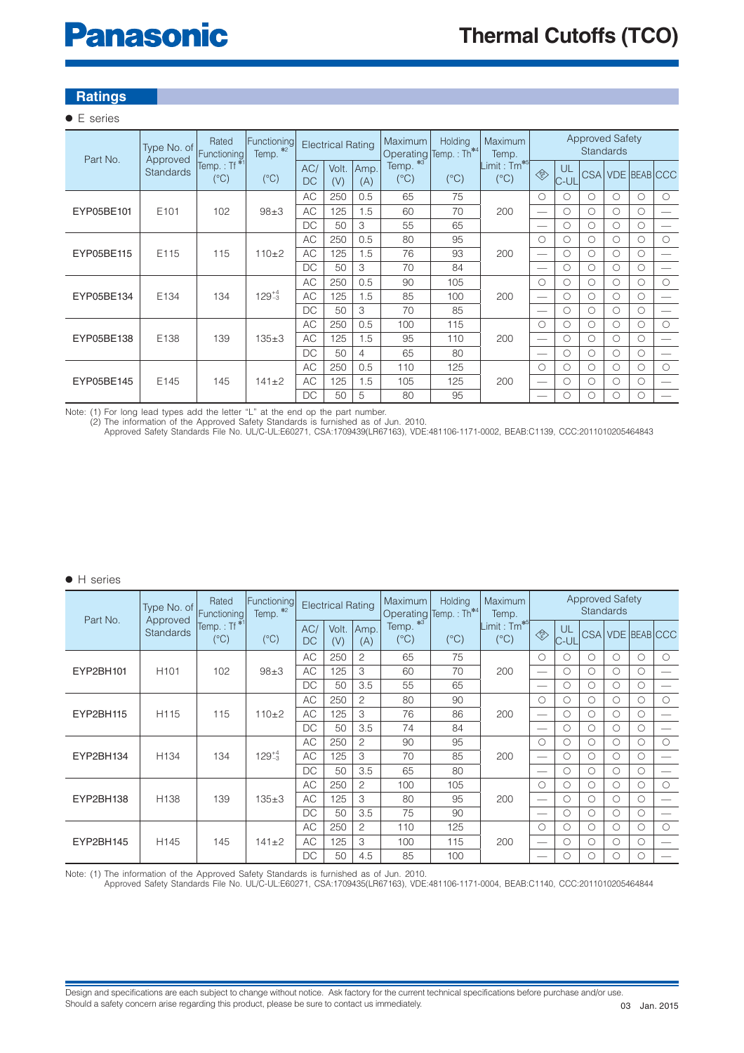## Ratings

● E series

| Part No. | Type No. of Approved Standards | Rated Functioning Temp. : Tf [*1] (°C) | Functioning Temp. [*2] (°C) | Electrical Rating | | | Maximum Operating Temp. [*3] (°C) | Holding Temp. : Th [*4] (°C) | Maximum Temp. Limit : Tm [*5] (°C) | Approved Safety Standards | | | | | |
|---|---|---|---|---|---|---|---|---|---|---|---|---|---|---|---|
| | | | | AC/DC | Volt. (V) | Amp. (A) | | | | PSE | UL C-UL | CSA | VDE | BEAB | CCC |
| EYP05BE101 | E101 | 102 | 98±3 | AC | 250 | 0.5 | 65 | 75 | 200 | ○ | ○ | ○ | ○ | ○ | ○ |
| | | | | AC | 125 | 1.5 | 60 | 70 | | — | ○ | ○ | ○ | ○ | — |
| | | | | DC | 50 | 3 | 55 | 65 | | — | ○ | ○ | ○ | ○ | — |
| EYP05BE115 | E115 | 115 | 110±2 | AC | 250 | 0.5 | 80 | 95 | 200 | ○ | ○ | ○ | ○ | ○ | ○ |
| | | | | AC | 125 | 1.5 | 76 | 93 | | — | ○ | ○ | ○ | ○ | — |
| | | | | DC | 50 | 3 | 70 | 84 | | — | ○ | ○ | ○ | ○ | — |
| EYP05BE134 | E134 | 134 | $129^{+4}_{-3}$ | AC | 250 | 0.5 | 90 | 105 | 200 | ○ | ○ | ○ | ○ | ○ | ○ |
| | | | | AC | 125 | 1.5 | 85 | 100 | | — | ○ | ○ | ○ | ○ | — |
| | | | | DC | 50 | 3 | 70 | 85 | | — | ○ | ○ | ○ | ○ | — |
| EYP05BE138 | E138 | 139 | 135±3 | AC | 250 | 0.5 | 100 | 115 | 200 | ○ | ○ | ○ | ○ | ○ | ○ |
| | | | | AC | 125 | 1.5 | 95 | 110 | | — | ○ | ○ | ○ | ○ | — |
| | | | | DC | 50 | 4 | 65 | 80 | | — | ○ | ○ | ○ | ○ | — |
| EYP05BE145 | E145 | 145 | 141±2 | AC | 250 | 0.5 | 110 | 125 | 200 | ○ | ○ | ○ | ○ | ○ | ○ |
| | | | | AC | 125 | 1.5 | 105 | 125 | | — | ○ | ○ | ○ | ○ | — |
| | | | | DC | 50 | 5 | 80 | 95 | | — | ○ | ○ | ○ | ○ | — |

Note: (1) For long lead types add the letter "L" at the end op the part number.
(2) The information of the Approved Safety Standards is furnished as of Jun. 2010.
Approved Safety Standards File No. UL/C-UL:E60271, CSA:1709439(LR67163), VDE:481106-1171-0002, BEAB:C1139, CCC:2011010205464843

● H series

| Part No. | Type No. of Approved Standards | Rated Functioning Temp. : Tf [*1] (°C) | Functioning Temp. [*2] (°C) | Electrical Rating | | | Maximum Operating Temp. [*3] (°C) | Holding Temp. : Th [*4] (°C) | Maximum Temp. Limit : Tm [*5] (°C) | Approved Safety Standards | | | | | |
|---|---|---|---|---|---|---|---|---|---|---|---|---|---|---|---|
| | | | | AC/DC | Volt. (V) | Amp. (A) | | | | PSE | UL C-UL | CSA | VDE | BEAB | CCC |
| EYP2BH101 | H101 | 102 | 98±3 | AC | 250 | 2 | 65 | 75 | 200 | ○ | ○ | ○ | ○ | ○ | ○ |
| | | | | AC | 125 | 3 | 60 | 70 | | — | ○ | ○ | ○ | ○ | — |
| | | | | DC | 50 | 3.5 | 55 | 65 | | — | ○ | ○ | ○ | ○ | — |
| EYP2BH115 | H115 | 115 | 110±2 | AC | 250 | 2 | 80 | 90 | 200 | ○ | ○ | ○ | ○ | ○ | ○ |
| | | | | AC | 125 | 3 | 76 | 86 | | — | ○ | ○ | ○ | ○ | — |
| | | | | DC | 50 | 3.5 | 74 | 84 | | — | ○ | ○ | ○ | ○ | — |
| EYP2BH134 | H134 | 134 | $129^{+4}_{-3}$ | AC | 250 | 2 | 90 | 95 | 200 | ○ | ○ | ○ | ○ | ○ | ○ |
| | | | | AC | 125 | 3 | 70 | 85 | | — | ○ | ○ | ○ | ○ | — |
| | | | | DC | 50 | 3.5 | 65 | 80 | | — | ○ | ○ | ○ | ○ | — |
| EYP2BH138 | H138 | 139 | 135±3 | AC | 250 | 2 | 100 | 105 | 200 | ○ | ○ | ○ | ○ | ○ | ○ |
| | | | | AC | 125 | 3 | 80 | 95 | | — | ○ | ○ | ○ | ○ | — |
| | | | | DC | 50 | 3.5 | 75 | 90 | | — | ○ | ○ | ○ | ○ | — |
| EYP2BH145 | H145 | 145 | 141±2 | AC | 250 | 2 | 110 | 125 | 200 | ○ | ○ | ○ | ○ | ○ | ○ |
| | | | | AC | 125 | 3 | 100 | 115 | | — | ○ | ○ | ○ | ○ | — |
| | | | | DC | 50 | 4.5 | 85 | 100 | | — | ○ | ○ | ○ | ○ | — |

Note: (1) The information of the Approved Safety Standards is furnished as of Jun. 2010.
Approved Safety Standards File No. UL/C-UL:E60271, CSA:1709435(LR67163), VDE:481106-1171-0004, BEAB:C1140, CCC:2011010205464844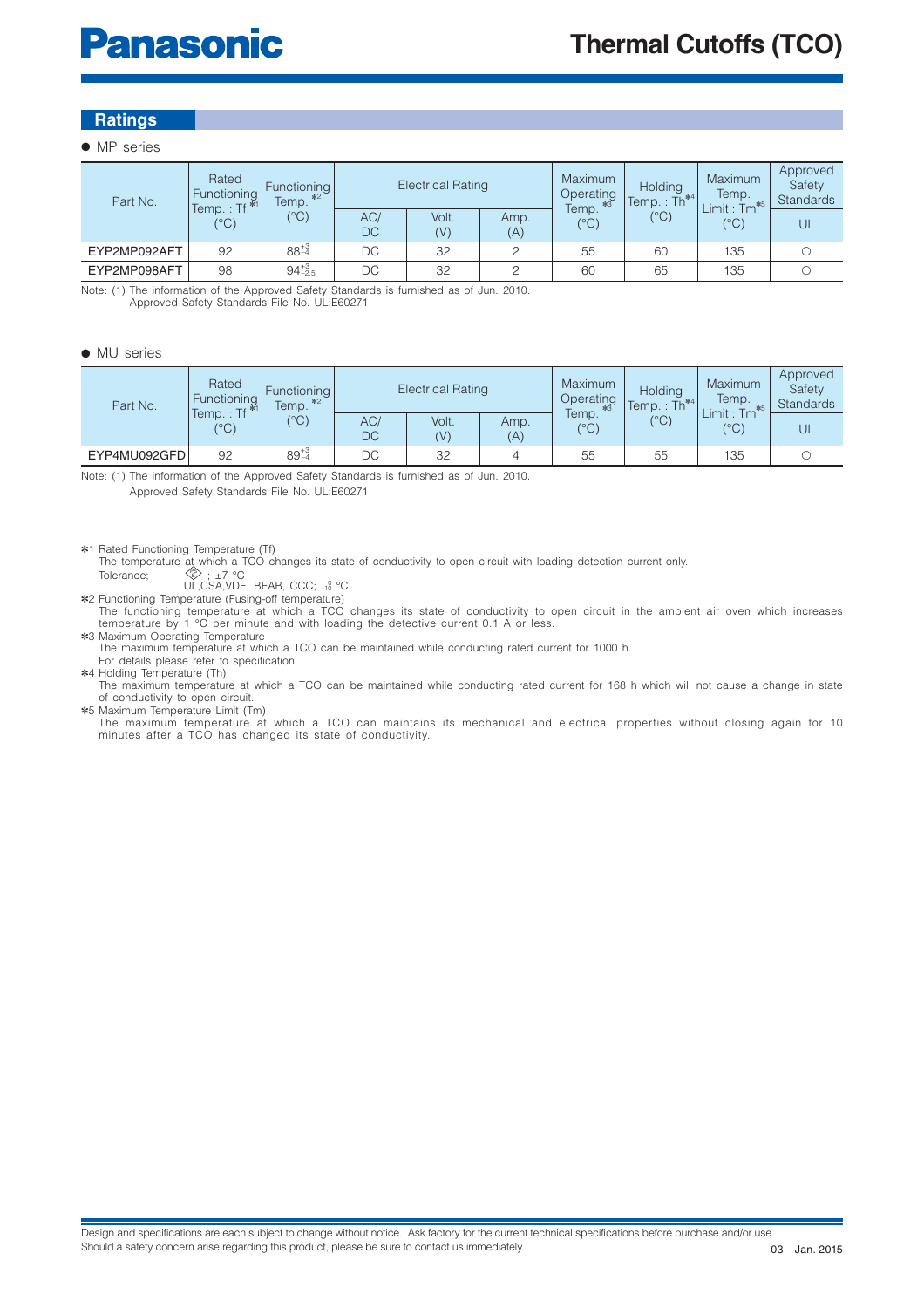## Ratings

● MP series

| Part No. | Rated Functioning Temp. : Tf *1 (°C) | Functioning Temp. *2 (°C) | Electrical Rating | | | Maximum Operating Temp. *3 (°C) | Holding Temp. : Th *4 (°C) | Maximum Temp. Limit : Tm *5 (°C) | Approved Safety Standards |
|---|---|---|---|---|---|---|---|---|---|
| | | | AC/DC | Volt. (V) | Amp. (A) | | | | UL |
| EYP2MP092AFT | 92 | $88^{+3}_{-4}$ | DC | 32 | 2 | 55 | 60 | 135 | ○ |
| EYP2MP098AFT | 98 | $94^{+3}_{-2.5}$ | DC | 32 | 2 | 60 | 65 | 135 | ○ |

Note: (1) The information of the Approved Safety Standards is furnished as of Jun. 2010.
Approved Safety Standards File No. UL:E60271

● MU series

| Part No. | Rated Functioning Temp. : Tf *1 (°C) | Functioning Temp. *2 (°C) | Electrical Rating | | | Maximum Operating Temp. *3 (°C) | Holding Temp. : Th *4 (°C) | Maximum Temp. Limit : Tm *5 (°C) | Approved Safety Standards |
|---|---|---|---|---|---|---|---|---|---|
| | | | AC/DC | Volt. (V) | Amp. (A) | | | | UL |
| EYP4MU092GFD | 92 | $89^{+3}_{-4}$ | DC | 32 | 4 | 55 | 55 | 135 | ○ |

Note: (1) The information of the Approved Safety Standards is furnished as of Jun. 2010.
Approved Safety Standards File No. UL:E60271

*1 Rated Functioning Temperature (Tf)
The temperature at which a TCO changes its state of conductivity to open circuit with loading detection current only.
Tolerance; (PSE) ; ±7 °C
UL,CSA,VDE, BEAB, CCC; $^{0}_{-10}$ °C

*2 Functioning Temperature (Fusing-off temperature)
The functioning temperature at which a TCO changes its state of conductivity to open circuit in the ambient air oven which increases temperature by 1 °C per minute and with loading the detective current 0.1 A or less.

*3 Maximum Operating Temperature
The maximum temperature at which a TCO can be maintained while conducting rated current for 1000 h.
For details please refer to specification.

*4 Holding Temperature (Th)
The maximum temperature at which a TCO can be maintained while conducting rated current for 168 h which will not cause a change in state of conductivity to open circuit.

*5 Maximum Temperature Limit (Tm)
The maximum temperature at which a TCO can maintains its mechanical and electrical properties without closing again for 10 minutes after a TCO has changed its state of conductivity.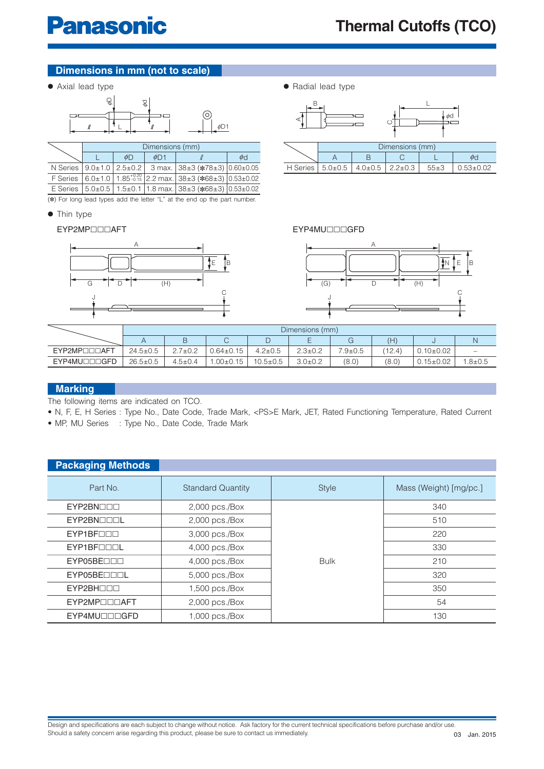# Thermal Cutoffs (TCO)

## Dimensions in mm (not to scale)

● Axial lead type

|  | Dimensions (mm) | | | | |
|---|---|---|---|---|---|
|  | L | φD | φD1 | ℓ | φd |
| N Series | 9.0±1.0 | 2.5±0.2 | 3 max. | 38±3 (✻78±3) | 0.60±0.05 |
| F Series | 6.0±1.0 | $1.85^{+0.20}_{-0.15}$ | 2.2 max. | 38±3 (✻68±3) | 0.53±0.02 |
| E Series | 5.0±0.5 | 1.5±0.1 | 1.8 max. | 38±3 (✻68±3) | 0.53±0.02 |

(✻) For long lead types add the letter "L" at the end op the part number.

● Radial lead type

|  | Dimensions (mm) | | | | |
|---|---|---|---|---|---|
|  | A | B | C | L | φd |
| H Series | 5.0±0.5 | 4.0±0.5 | 2.2±0.3 | 55±3 | 0.53±0.02 |

● Thin type

EYP2MP□□□AFT

EYP4MU□□□GFD

|  | Dimensions (mm) | | | | | | | | |
|---|---|---|---|---|---|---|---|---|---|
|  | A | B | C | D | E | G | (H) | J | N |
| EYP2MP□□□AFT | 24.5±0.5 | 2.7±0.2 | 0.64±0.15 | 4.2±0.5 | 2.3±0.2 | 7.9±0.5 | (12.4) | 0.10±0.02 | – |
| EYP4MU□□□GFD | 26.5±0.5 | 4.5±0.4 | 1.00±0.15 | 10.5±0.5 | 3.0±0.2 | (8.0) | (8.0) | 0.15±0.02 | 1.8±0.5 |

## Marking

The following items are indicated on TCO.

- N, F, E, H Series : Type No., Date Code, Trade Mark, <PS>E Mark, JET, Rated Functioning Temperature, Rated Current
- MP, MU Series : Type No., Date Code, Trade Mark

## Packaging Methods

| Part No. | Standard Quantity | Style | Mass (Weight) [mg/pc.] |
|---|---|---|---|
| EYP2BN□□□ | 2,000 pcs./Box | Bulk | 340 |
| EYP2BN□□□L | 2,000 pcs./Box | | 510 |
| EYP1BF□□□ | 3,000 pcs./Box | | 220 |
| EYP1BF□□□L | 4,000 pcs./Box | | 330 |
| EYP05BE□□□ | 4,000 pcs./Box | | 210 |
| EYP05BE□□□L | 5,000 pcs./Box | | 320 |
| EYP2BH□□□ | 1,500 pcs./Box | | 350 |
| EYP2MP□□□AFT | 2,000 pcs./Box | | 54 |
| EYP4MU□□□GFD | 1,000 pcs./Box | | 130 |

Design and specifications are each subject to change without notice. Ask factory for the current technical specifications before purchase and/or use.
Should a safety concern arise regarding this product, please be sure to contact us immediately.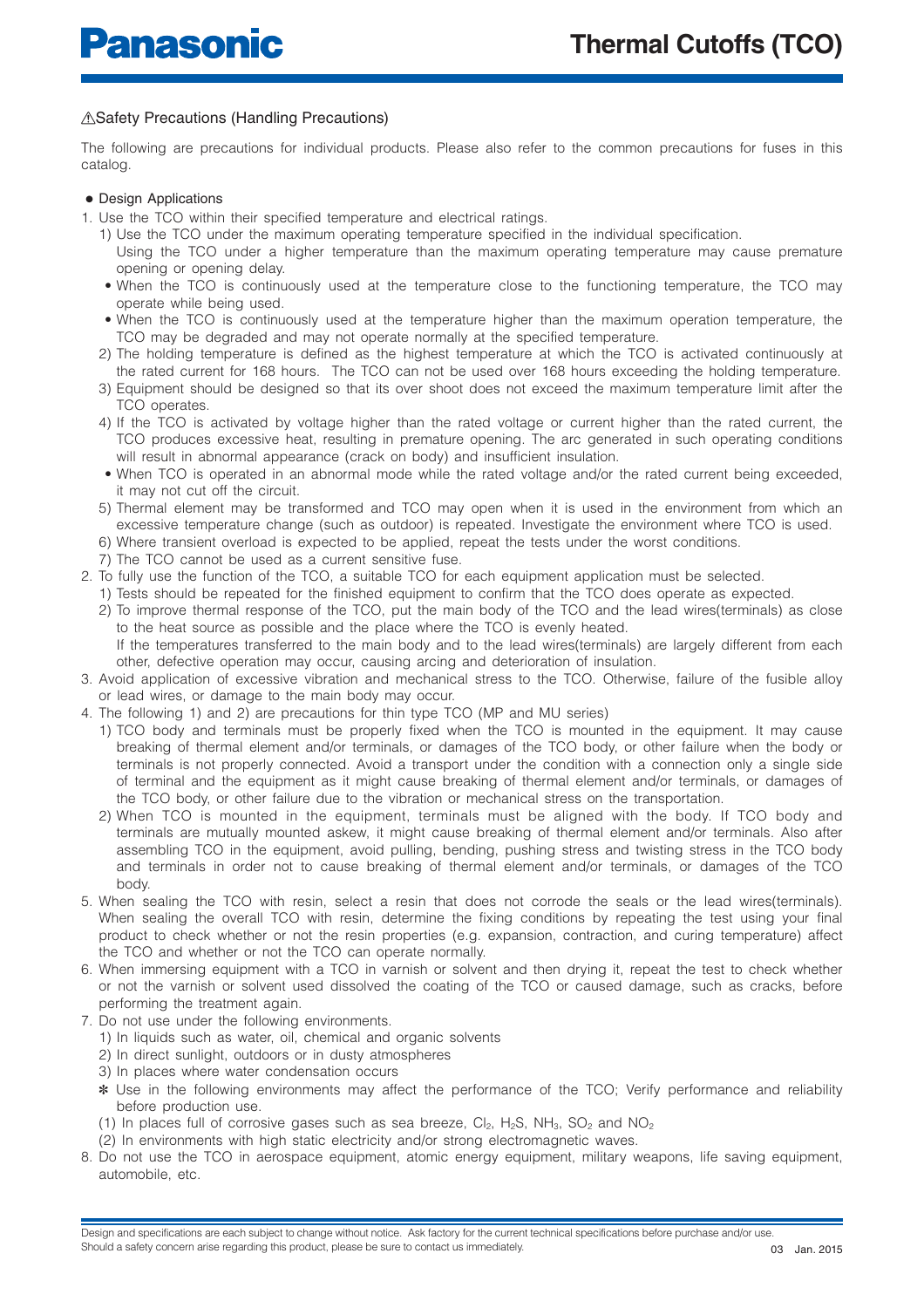# Thermal Cutoffs (TCO)

## ⚠Safety Precautions (Handling Precautions)

The following are precautions for individual products. Please also refer to the common precautions for fuses in this catalog.

● Design Applications

1. Use the TCO within their specified temperature and electrical ratings.
   1) Use the TCO under the maximum operating temperature specified in the individual specification.
      Using the TCO under a higher temperature than the maximum operating temperature may cause premature opening or opening delay.
      - When the TCO is continuously used at the temperature close to the functioning temperature, the TCO may operate while being used.
      - When the TCO is continuously used at the temperature higher than the maximum operation temperature, the TCO may be degraded and may not operate normally at the specified temperature.
   2) The holding temperature is defined as the highest temperature at which the TCO is activated continuously at the rated current for 168 hours. The TCO can not be used over 168 hours exceeding the holding temperature.
   3) Equipment should be designed so that its over shoot does not exceed the maximum temperature limit after the TCO operates.
   4) If the TCO is activated by voltage higher than the rated voltage or current higher than the rated current, the TCO produces excessive heat, resulting in premature opening. The arc generated in such operating conditions will result in abnormal appearance (crack on body) and insufficient insulation.
      - When TCO is operated in an abnormal mode while the rated voltage and/or the rated current being exceeded, it may not cut off the circuit.
   5) Thermal element may be transformed and TCO may open when it is used in the environment from which an excessive temperature change (such as outdoor) is repeated. Investigate the environment where TCO is used.
   6) Where transient overload is expected to be applied, repeat the tests under the worst conditions.
   7) The TCO cannot be used as a current sensitive fuse.
2. To fully use the function of the TCO, a suitable TCO for each equipment application must be selected.
   1) Tests should be repeated for the finished equipment to confirm that the TCO does operate as expected.
   2) To improve thermal response of the TCO, put the main body of the TCO and the lead wires(terminals) as close to the heat source as possible and the place where the TCO is evenly heated.
      If the temperatures transferred to the main body and to the lead wires(terminals) are largely different from each other, defective operation may occur, causing arcing and deterioration of insulation.
3. Avoid application of excessive vibration and mechanical stress to the TCO. Otherwise, failure of the fusible alloy or lead wires, or damage to the main body may occur.
4. The following 1) and 2) are precautions for thin type TCO (MP and MU series)
   1) TCO body and terminals must be properly fixed when the TCO is mounted in the equipment. It may cause breaking of thermal element and/or terminals, or damages of the TCO body, or other failure when the body or terminals is not properly connected. Avoid a transport under the condition with a connection only a single side of terminal and the equipment as it might cause breaking of thermal element and/or terminals, or damages of the TCO body, or other failure due to the vibration or mechanical stress on the transportation.
   2) When TCO is mounted in the equipment, terminals must be aligned with the body. If TCO body and terminals are mutually mounted askew, it might cause breaking of thermal element and/or terminals. Also after assembling TCO in the equipment, avoid pulling, bending, pushing stress and twisting stress in the TCO body and terminals in order not to cause breaking of thermal element and/or terminals, or damages of the TCO body.
5. When sealing the TCO with resin, select a resin that does not corrode the seals or the lead wires(terminals). When sealing the overall TCO with resin, determine the fixing conditions by repeating the test using your final product to check whether or not the resin properties (e.g. expansion, contraction, and curing temperature) affect the TCO and whether or not the TCO can operate normally.
6. When immersing equipment with a TCO in varnish or solvent and then drying it, repeat the test to check whether or not the varnish or solvent used dissolved the coating of the TCO or caused damage, such as cracks, before performing the treatment again.
7. Do not use under the following environments.
   1) In liquids such as water, oil, chemical and organic solvents
   2) In direct sunlight, outdoors or in dusty atmospheres
   3) In places where water condensation occurs

   ✻ Use in the following environments may affect the performance of the TCO; Verify performance and reliability before production use.

   (1) In places full of corrosive gases such as sea breeze, $Cl_2$, $H_2S$, $NH_3$, $SO_2$ and $NO_2$

   (2) In environments with high static electricity and/or strong electromagnetic waves.
8. Do not use the TCO in aerospace equipment, atomic energy equipment, military weapons, life saving equipment, automobile, etc.

Design and specifications are each subject to change without notice. Ask factory for the current technical specifications before purchase and/or use.
Should a safety concern arise regarding this product, please be sure to contact us immediately.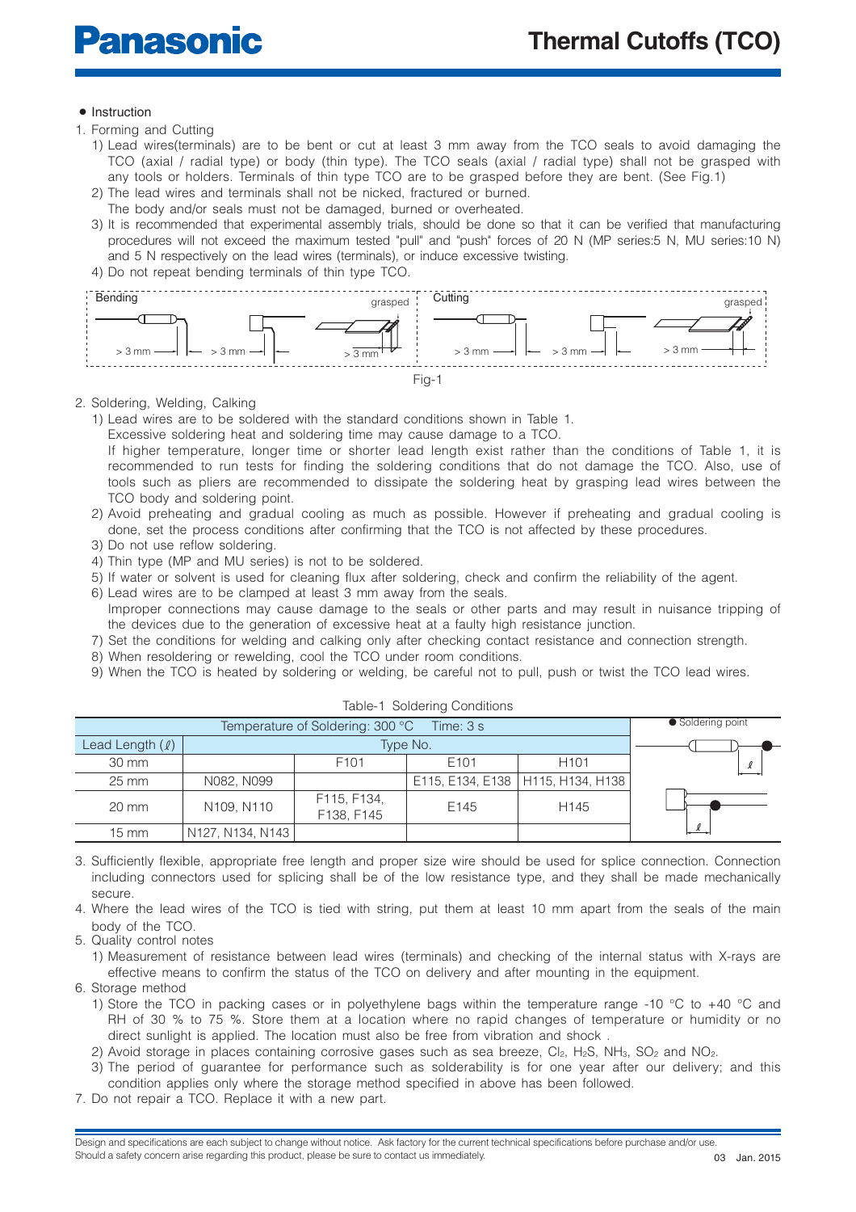- Instruction

1. Forming and Cutting
   1) Lead wires(terminals) are to be bent or cut at least 3 mm away from the TCO seals to avoid damaging the TCO (axial / radial type) or body (thin type). The TCO seals (axial / radial type) shall not be grasped with any tools or holders. Terminals of thin type TCO are to be grasped before they are bent. (See Fig.1)
   2) The lead wires and terminals shall not be nicked, fractured or burned.
      The body and/or seals must not be damaged, burned or overheated.
   3) It is recommended that experimental assembly trials, should be done so that it can be verified that manufacturing procedures will not exceed the maximum tested "pull" and "push" forces of 20 N (MP series:5 N, MU series:10 N) and 5 N respectively on the lead wires (terminals), or induce excessive twisting.
   4) Do not repeat bending terminals of thin type TCO.

Bending — > 3 mm — > 3 mm — > 3 mm — grasped | Cutting — > 3 mm — > 3 mm — > 3 mm — grasped

Fig-1

2. Soldering, Welding, Calking
   1) Lead wires are to be soldered with the standard conditions shown in Table 1.
      Excessive soldering heat and soldering time may cause damage to a TCO.
      If higher temperature, longer time or shorter lead length exist rather than the conditions of Table 1, it is recommended to run tests for finding the soldering conditions that do not damage the TCO. Also, use of tools such as pliers are recommended to dissipate the soldering heat by grasping lead wires between the TCO body and soldering point.
   2) Avoid preheating and gradual cooling as much as possible. However if preheating and gradual cooling is done, set the process conditions after confirming that the TCO is not affected by these procedures.
   3) Do not use reflow soldering.
   4) Thin type (MP and MU series) is not to be soldered.
   5) If water or solvent is used for cleaning flux after soldering, check and confirm the reliability of the agent.
   6) Lead wires are to be clamped at least 3 mm away from the seals.
      Improper connections may cause damage to the seals or other parts and may result in nuisance tripping of the devices due to the generation of excessive heat at a faulty high resistance junction.
   7) Set the conditions for welding and calking only after checking contact resistance and connection strength.
   8) When resoldering or rewelding, cool the TCO under room conditions.
   9) When the TCO is heated by soldering or welding, be careful not to pull, push or twist the TCO lead wires.

Table-1 Soldering Conditions

| Temperature of Soldering: 300 °C Time: 3 s | | | | | ● Soldering point |
|---|---|---|---|---|---|
| Lead Length (ℓ) | Type No. | | | | |
| 30 mm | | F101 | E101 | H101 | |
| 25 mm | N082, N099 | | E115, E134, E138 | H115, H134, H138 | |
| 20 mm | N109, N110 | F115, F134, F138, F145 | E145 | H145 | |
| 15 mm | N127, N134, N143 | | | | |

3. Sufficiently flexible, appropriate free length and proper size wire should be used for splice connection. Connection including connectors used for splicing shall be of the low resistance type, and they shall be made mechanically secure.
4. Where the lead wires of the TCO is tied with string, put them at least 10 mm apart from the seals of the main body of the TCO.
5. Quality control notes
   1) Measurement of resistance between lead wires (terminals) and checking of the internal status with X-rays are effective means to confirm the status of the TCO on delivery and after mounting in the equipment.
6. Storage method
   1) Store the TCO in packing cases or in polyethylene bags within the temperature range -10 °C to +40 °C and RH of 30 % to 75 %. Store them at a location where no rapid changes of temperature or humidity or no direct sunlight is applied. The location must also be free from vibration and shock .
   2) Avoid storage in places containing corrosive gases such as sea breeze, $Cl_2$, $H_2S$, $NH_3$, $SO_2$ and $NO_2$.
   3) The period of guarantee for performance such as solderability is for one year after our delivery; and this condition applies only where the storage method specified in above has been followed.
7. Do not repair a TCO. Replace it with a new part.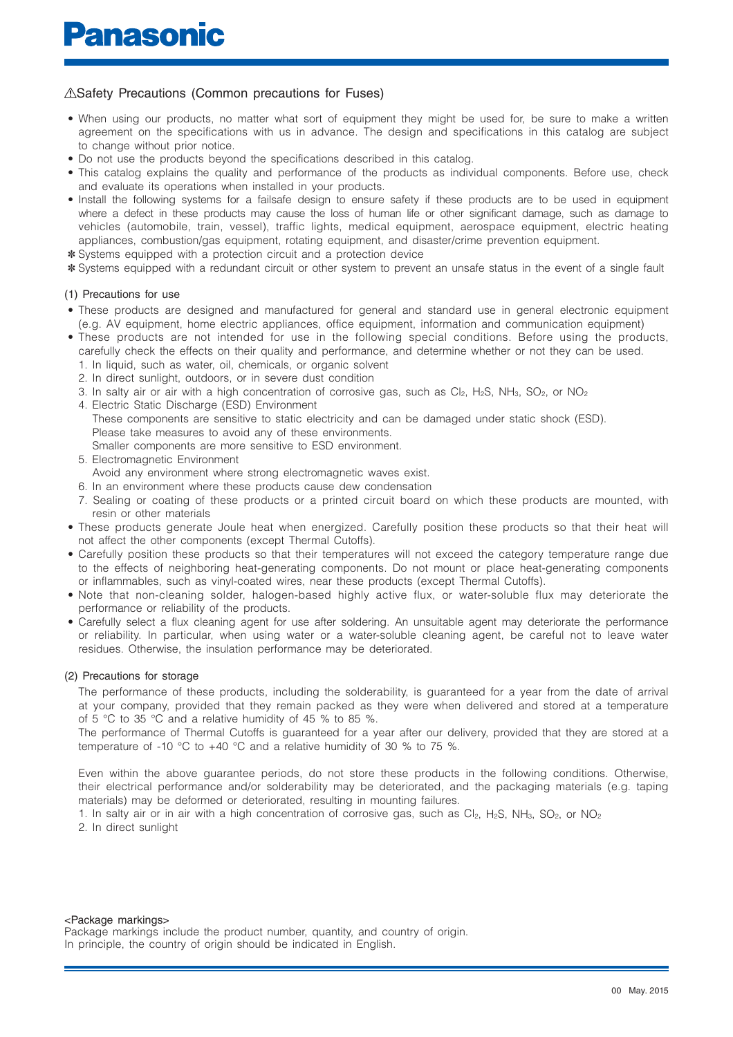Panasonic

## ⚠Safety Precautions (Common precautions for Fuses)

- When using our products, no matter what sort of equipment they might be used for, be sure to make a written agreement on the specifications with us in advance. The design and specifications in this catalog are subject to change without prior notice.
- Do not use the products beyond the specifications described in this catalog.
- This catalog explains the quality and performance of the products as individual components. Before use, check and evaluate its operations when installed in your products.
- Install the following systems for a failsafe design to ensure safety if these products are to be used in equipment where a defect in these products may cause the loss of human life or other significant damage, such as damage to vehicles (automobile, train, vessel), traffic lights, medical equipment, aerospace equipment, electric heating appliances, combustion/gas equipment, rotating equipment, and disaster/crime prevention equipment.

✽ Systems equipped with a protection circuit and a protection device

✽ Systems equipped with a redundant circuit or other system to prevent an unsafe status in the event of a single fault

### (1) Precautions for use

- These products are designed and manufactured for general and standard use in general electronic equipment (e.g. AV equipment, home electric appliances, office equipment, information and communication equipment)
- These products are not intended for use in the following special conditions. Before using the products, carefully check the effects on their quality and performance, and determine whether or not they can be used.
  1. In liquid, such as water, oil, chemicals, or organic solvent
  2. In direct sunlight, outdoors, or in severe dust condition
  3. In salty air or air with a high concentration of corrosive gas, such as $Cl_2$, $H_2S$, $NH_3$, $SO_2$, or $NO_2$
  4. Electric Static Discharge (ESD) Environment
     These components are sensitive to static electricity and can be damaged under static shock (ESD).
     Please take measures to avoid any of these environments.
     Smaller components are more sensitive to ESD environment.
  5. Electromagnetic Environment
     Avoid any environment where strong electromagnetic waves exist.
  6. In an environment where these products cause dew condensation
  7. Sealing or coating of these products or a printed circuit board on which these products are mounted, with resin or other materials
- These products generate Joule heat when energized. Carefully position these products so that their heat will not affect the other components (except Thermal Cutoffs).
- Carefully position these products so that their temperatures will not exceed the category temperature range due to the effects of neighboring heat-generating components. Do not mount or place heat-generating components or inflammables, such as vinyl-coated wires, near these products (except Thermal Cutoffs).
- Note that non-cleaning solder, halogen-based highly active flux, or water-soluble flux may deteriorate the performance or reliability of the products.
- Carefully select a flux cleaning agent for use after soldering. An unsuitable agent may deteriorate the performance or reliability. In particular, when using water or a water-soluble cleaning agent, be careful not to leave water residues. Otherwise, the insulation performance may be deteriorated.

### (2) Precautions for storage

The performance of these products, including the solderability, is guaranteed for a year from the date of arrival at your company, provided that they remain packed as they were when delivered and stored at a temperature of 5 °C to 35 °C and a relative humidity of 45 % to 85 %.

The performance of Thermal Cutoffs is guaranteed for a year after our delivery, provided that they are stored at a temperature of -10 °C to +40 °C and a relative humidity of 30 % to 75 %.

Even within the above guarantee periods, do not store these products in the following conditions. Otherwise, their electrical performance and/or solderability may be deteriorated, and the packaging materials (e.g. taping materials) may be deformed or deteriorated, resulting in mounting failures.

1. In salty air or in air with a high concentration of corrosive gas, such as $Cl_2$, $H_2S$, $NH_3$, $SO_2$, or $NO_2$
2. In direct sunlight

<Package markings>
Package markings include the product number, quantity, and country of origin.
In principle, the country of origin should be indicated in English.

00 May. 2015